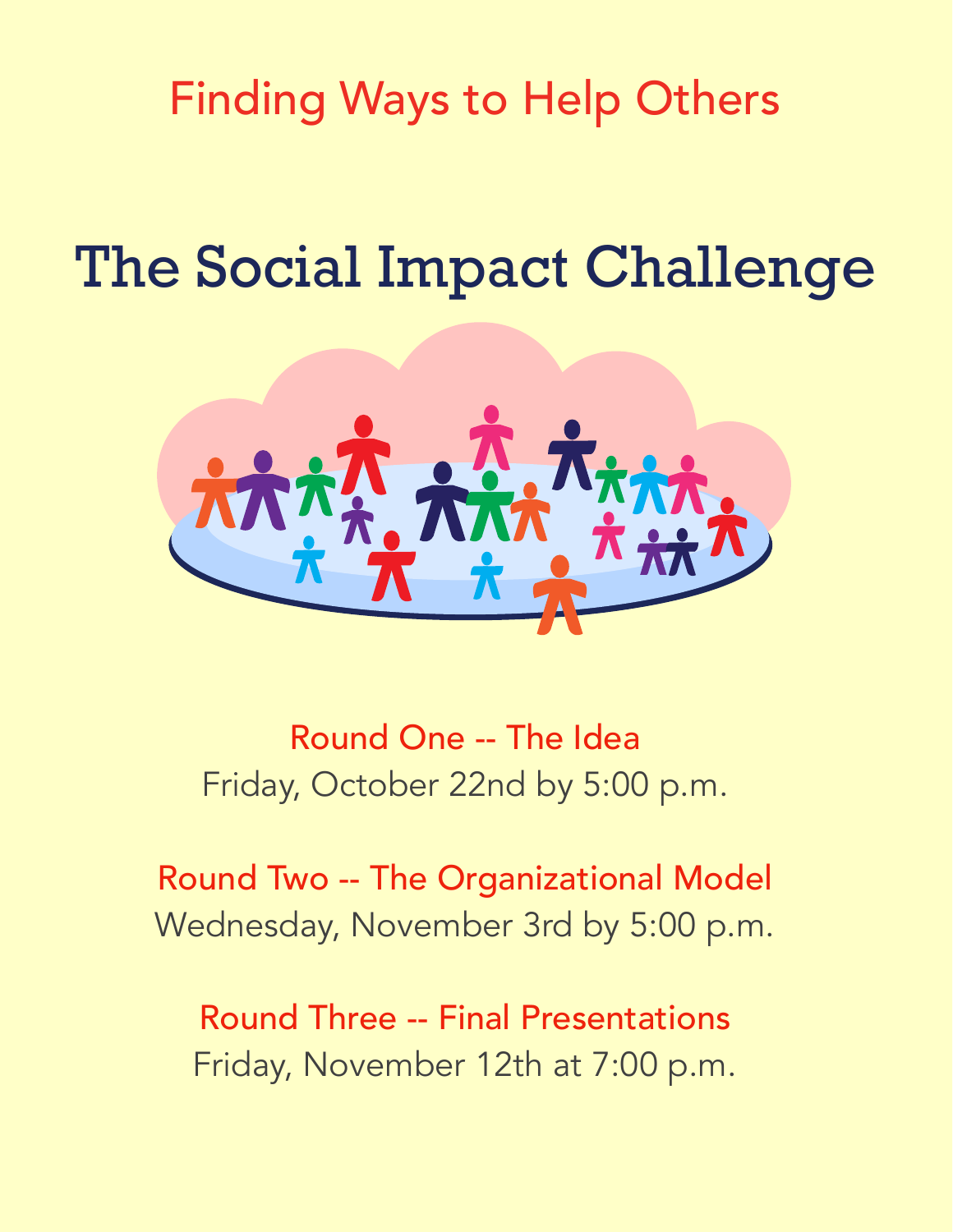Finding Ways to Help Others

# The Social Impact Challenge

**Round One -- The Idea**
Friday, October 22nd by 5:00 p.m.

**Round Two -- The Organizational Model**
Wednesday, November 3rd by 5:00 p.m.

**Round Three -- Final Presentations**
Friday, November 12th at 7:00 p.m.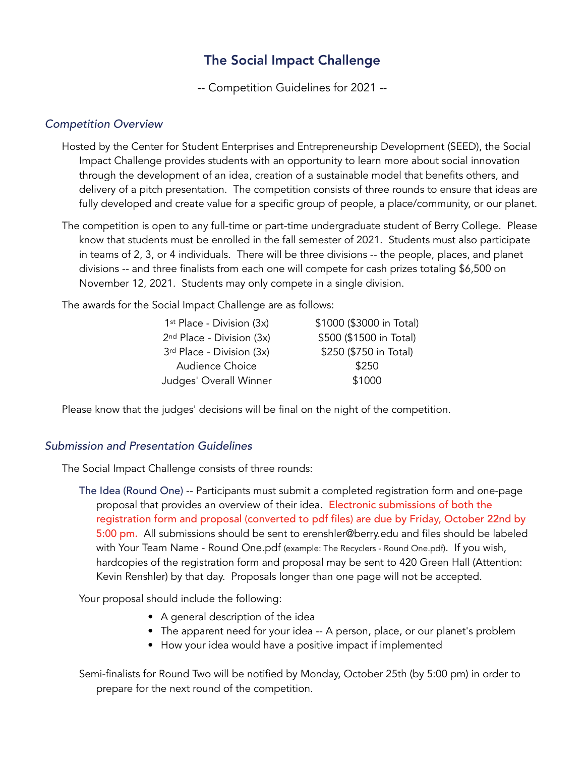# The Social Impact Challenge

-- Competition Guidelines for 2021 --

### *Competition Overview*

Hosted by the Center for Student Enterprises and Entrepreneurship Development (SEED), the Social Impact Challenge provides students with an opportunity to learn more about social innovation through the development of an idea, creation of a sustainable model that benefits others, and delivery of a pitch presentation. The competition consists of three rounds to ensure that ideas are fully developed and create value for a specific group of people, a place/community, or our planet.

The competition is open to any full-time or part-time undergraduate student of Berry College. Please know that students must be enrolled in the fall semester of 2021. Students must also participate in teams of 2, 3, or 4 individuals. There will be three divisions -- the people, places, and planet divisions -- and three finalists from each one will compete for cash prizes totaling $6,500 on November 12, 2021. Students may only compete in a single division.

The awards for the Social Impact Challenge are as follows:

| Award | Prize |
|---|---|
| 1st Place - Division (3x) | $1000 ($3000 in Total) |
| 2nd Place - Division (3x) | $500 ($1500 in Total) |
| 3rd Place - Division (3x) | $250 ($750 in Total) |
| Audience Choice | $250 |
| Judges' Overall Winner | $1000 |

Please know that the judges' decisions will be final on the night of the competition.

### *Submission and Presentation Guidelines*

The Social Impact Challenge consists of three rounds:

The Idea (Round One) -- Participants must submit a completed registration form and one-page proposal that provides an overview of their idea. Electronic submissions of both the registration form and proposal (converted to pdf files) are due by Friday, October 22nd by 5:00 pm. All submissions should be sent to erenshler@berry.edu and files should be labeled with Your Team Name - Round One.pdf (example: The Recyclers - Round One.pdf). If you wish, hardcopies of the registration form and proposal may be sent to 420 Green Hall (Attention: Kevin Renshler) by that day. Proposals longer than one page will not be accepted.

Your proposal should include the following:

- A general description of the idea
- The apparent need for your idea -- A person, place, or our planet's problem
- How your idea would have a positive impact if implemented

Semi-finalists for Round Two will be notified by Monday, October 25th (by 5:00 pm) in order to prepare for the next round of the competition.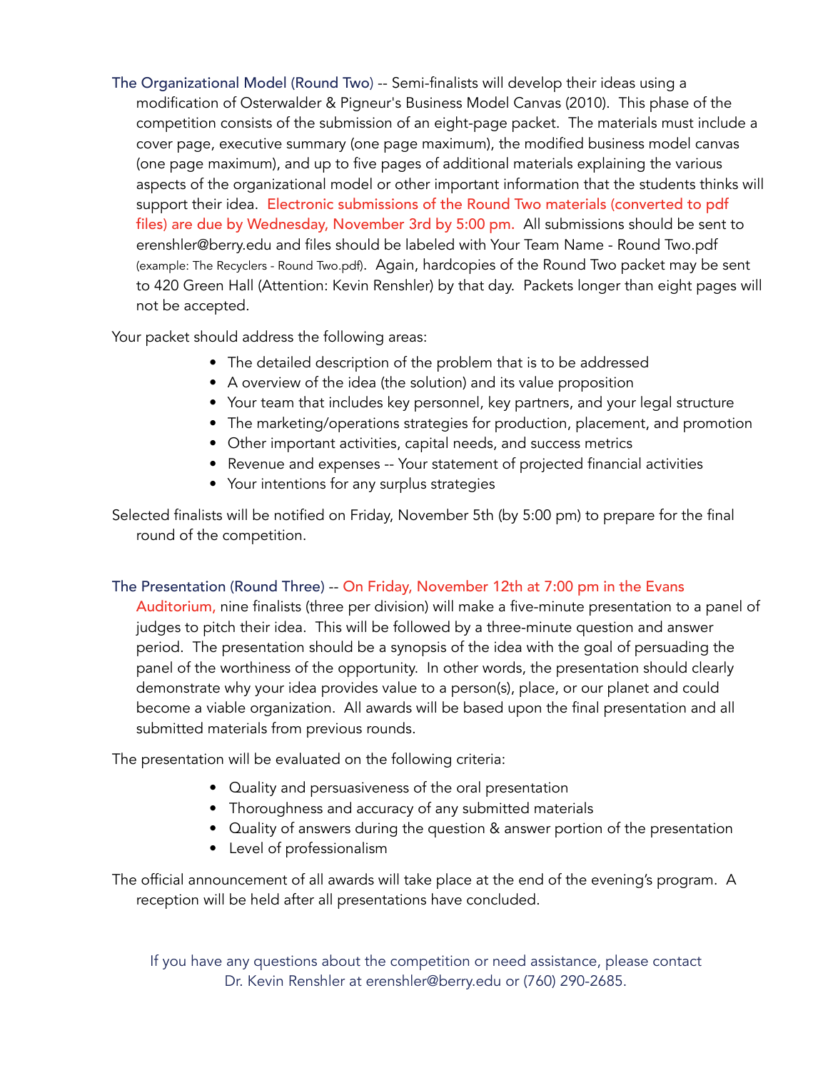**The Organizational Model (Round Two)** -- Semi-finalists will develop their ideas using a modification of Osterwalder & Pigneur's Business Model Canvas (2010). This phase of the competition consists of the submission of an eight-page packet. The materials must include a cover page, executive summary (one page maximum), the modified business model canvas (one page maximum), and up to five pages of additional materials explaining the various aspects of the organizational model or other important information that the students thinks will support their idea. **Electronic submissions of the Round Two materials (converted to pdf files) are due by Wednesday, November 3rd by 5:00 pm.** All submissions should be sent to erenshler@berry.edu and files should be labeled with Your Team Name - Round Two.pdf (example: The Recyclers - Round Two.pdf). Again, hardcopies of the Round Two packet may be sent to 420 Green Hall (Attention: Kevin Renshler) by that day. Packets longer than eight pages will not be accepted.

Your packet should address the following areas:

- The detailed description of the problem that is to be addressed
- A overview of the idea (the solution) and its value proposition
- Your team that includes key personnel, key partners, and your legal structure
- The marketing/operations strategies for production, placement, and promotion
- Other important activities, capital needs, and success metrics
- Revenue and expenses -- Your statement of projected financial activities
- Your intentions for any surplus strategies

Selected finalists will be notified on Friday, November 5th (by 5:00 pm) to prepare for the final round of the competition.

**The Presentation (Round Three)** -- **On Friday, November 12th at 7:00 pm in the Evans Auditorium,** nine finalists (three per division) will make a five-minute presentation to a panel of judges to pitch their idea. This will be followed by a three-minute question and answer period. The presentation should be a synopsis of the idea with the goal of persuading the panel of the worthiness of the opportunity. In other words, the presentation should clearly demonstrate why your idea provides value to a person(s), place, or our planet and could become a viable organization. All awards will be based upon the final presentation and all submitted materials from previous rounds.

The presentation will be evaluated on the following criteria:

- Quality and persuasiveness of the oral presentation
- Thoroughness and accuracy of any submitted materials
- Quality of answers during the question & answer portion of the presentation
- Level of professionalism

The official announcement of all awards will take place at the end of the evening's program. A reception will be held after all presentations have concluded.

If you have any questions about the competition or need assistance, please contact Dr. Kevin Renshler at erenshler@berry.edu or (760) 290-2685.